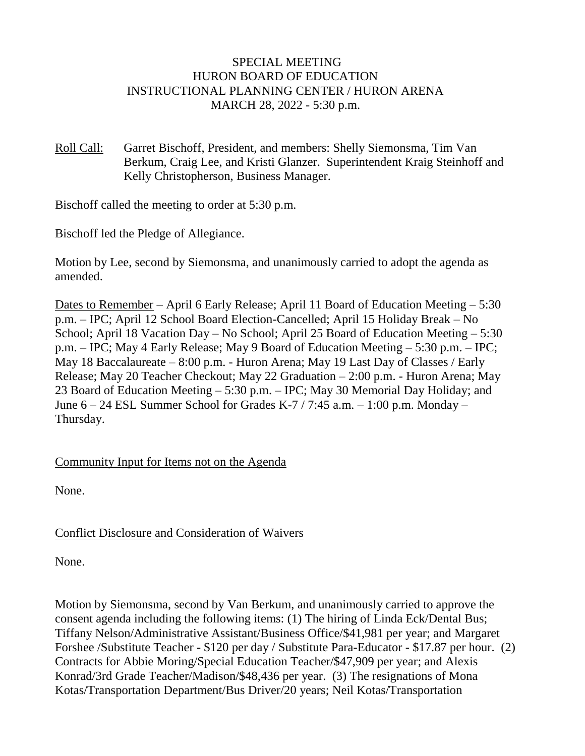SPECIAL MEETING
HURON BOARD OF EDUCATION
INSTRUCTIONAL PLANNING CENTER / HURON ARENA
MARCH 28, 2022 - 5:30 p.m.

Roll Call: Garret Bischoff, President, and members: Shelly Siemonsma, Tim Van Berkum, Craig Lee, and Kristi Glanzer. Superintendent Kraig Steinhoff and Kelly Christopherson, Business Manager.

Bischoff called the meeting to order at 5:30 p.m.

Bischoff led the Pledge of Allegiance.

Motion by Lee, second by Siemonsma, and unanimously carried to adopt the agenda as amended.

Dates to Remember – April 6 Early Release; April 11 Board of Education Meeting – 5:30 p.m. – IPC; April 12 School Board Election-Cancelled; April 15 Holiday Break – No School; April 18 Vacation Day – No School; April 25 Board of Education Meeting – 5:30 p.m. – IPC; May 4 Early Release; May 9 Board of Education Meeting – 5:30 p.m. – IPC; May 18 Baccalaureate – 8:00 p.m. - Huron Arena; May 19 Last Day of Classes / Early Release; May 20 Teacher Checkout; May 22 Graduation – 2:00 p.m. - Huron Arena; May 23 Board of Education Meeting – 5:30 p.m. – IPC; May 30 Memorial Day Holiday; and June 6 – 24 ESL Summer School for Grades K-7 / 7:45 a.m. – 1:00 p.m. Monday – Thursday.

Community Input for Items not on the Agenda

None.

Conflict Disclosure and Consideration of Waivers

None.

Motion by Siemonsma, second by Van Berkum, and unanimously carried to approve the consent agenda including the following items: (1) The hiring of Linda Eck/Dental Bus; Tiffany Nelson/Administrative Assistant/Business Office/$41,981 per year; and Margaret Forshee /Substitute Teacher - $120 per day / Substitute Para-Educator - $17.87 per hour. (2) Contracts for Abbie Moring/Special Education Teacher/$47,909 per year; and Alexis Konrad/3rd Grade Teacher/Madison/$48,436 per year. (3) The resignations of Mona Kotas/Transportation Department/Bus Driver/20 years; Neil Kotas/Transportation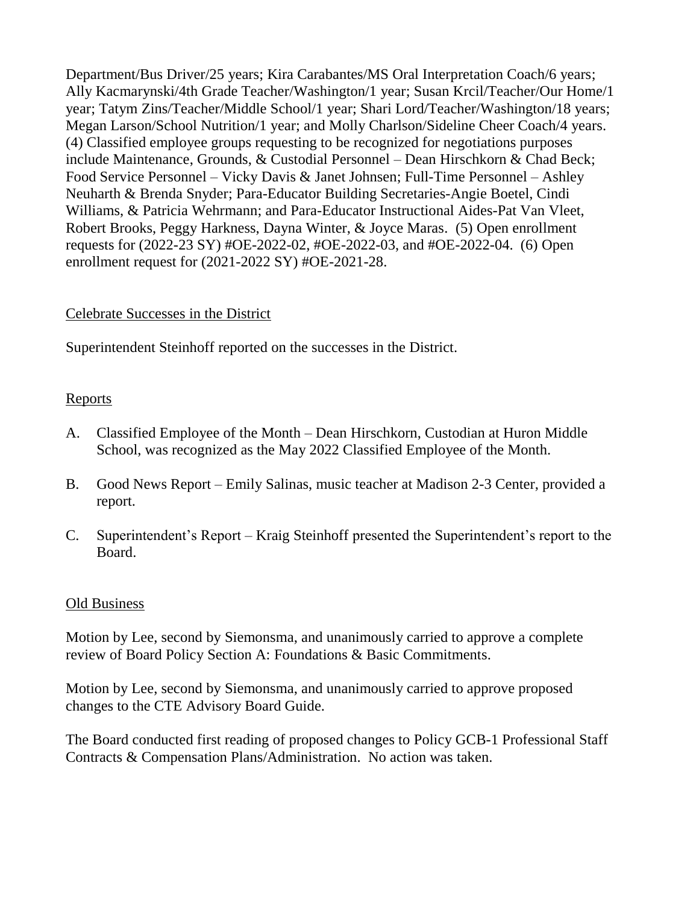Department/Bus Driver/25 years; Kira Carabantes/MS Oral Interpretation Coach/6 years; Ally Kacmarynski/4th Grade Teacher/Washington/1 year; Susan Krcil/Teacher/Our Home/1 year; Tatym Zins/Teacher/Middle School/1 year; Shari Lord/Teacher/Washington/18 years; Megan Larson/School Nutrition/1 year; and Molly Charlson/Sideline Cheer Coach/4 years. (4) Classified employee groups requesting to be recognized for negotiations purposes include Maintenance, Grounds, & Custodial Personnel – Dean Hirschkorn & Chad Beck; Food Service Personnel – Vicky Davis & Janet Johnsen; Full-Time Personnel – Ashley Neuharth & Brenda Snyder; Para-Educator Building Secretaries-Angie Boetel, Cindi Williams, & Patricia Wehrmann; and Para-Educator Instructional Aides-Pat Van Vleet, Robert Brooks, Peggy Harkness, Dayna Winter, & Joyce Maras. (5) Open enrollment requests for (2022-23 SY) #OE-2022-02, #OE-2022-03, and #OE-2022-04. (6) Open enrollment request for (2021-2022 SY) #OE-2021-28.

## Celebrate Successes in the District

Superintendent Steinhoff reported on the successes in the District.

## Reports

A. Classified Employee of the Month – Dean Hirschkorn, Custodian at Huron Middle School, was recognized as the May 2022 Classified Employee of the Month.

B. Good News Report – Emily Salinas, music teacher at Madison 2-3 Center, provided a report.

C. Superintendent's Report – Kraig Steinhoff presented the Superintendent's report to the Board.

## Old Business

Motion by Lee, second by Siemonsma, and unanimously carried to approve a complete review of Board Policy Section A: Foundations & Basic Commitments.

Motion by Lee, second by Siemonsma, and unanimously carried to approve proposed changes to the CTE Advisory Board Guide.

The Board conducted first reading of proposed changes to Policy GCB-1 Professional Staff Contracts & Compensation Plans/Administration. No action was taken.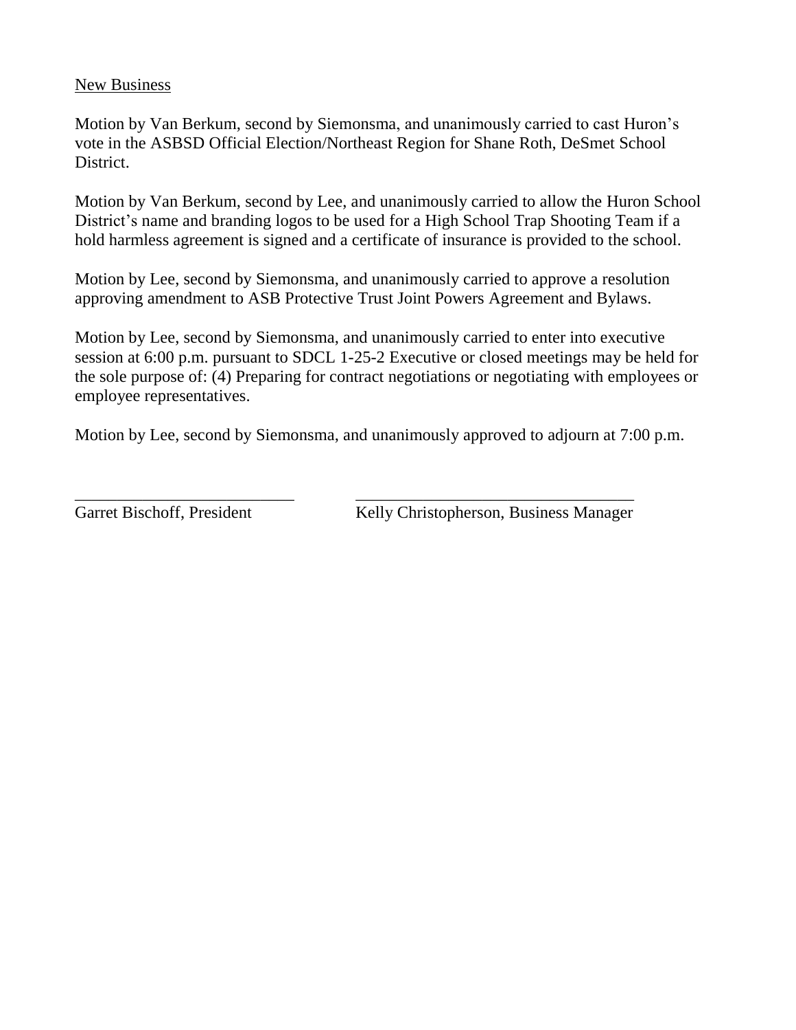New Business

Motion by Van Berkum, second by Siemonsma, and unanimously carried to cast Huron's vote in the ASBSD Official Election/Northeast Region for Shane Roth, DeSmet School District.

Motion by Van Berkum, second by Lee, and unanimously carried to allow the Huron School District's name and branding logos to be used for a High School Trap Shooting Team if a hold harmless agreement is signed and a certificate of insurance is provided to the school.

Motion by Lee, second by Siemonsma, and unanimously carried to approve a resolution approving amendment to ASB Protective Trust Joint Powers Agreement and Bylaws.

Motion by Lee, second by Siemonsma, and unanimously carried to enter into executive session at 6:00 p.m. pursuant to SDCL 1-25-2 Executive or closed meetings may be held for the sole purpose of: (4) Preparing for contract negotiations or negotiating with employees or employee representatives.

Motion by Lee, second by Siemonsma, and unanimously approved to adjourn at 7:00 p.m.

\_\_\_\_\_\_\_\_\_\_\_\_\_\_\_\_\_\_\_\_\_\_\_\_\_\_\_ \_\_\_\_\_\_\_\_\_\_\_\_\_\_\_\_\_\_\_\_\_\_\_\_\_\_\_\_\_\_\_\_\_\_

Garret Bischoff, President Kelly Christopherson, Business Manager